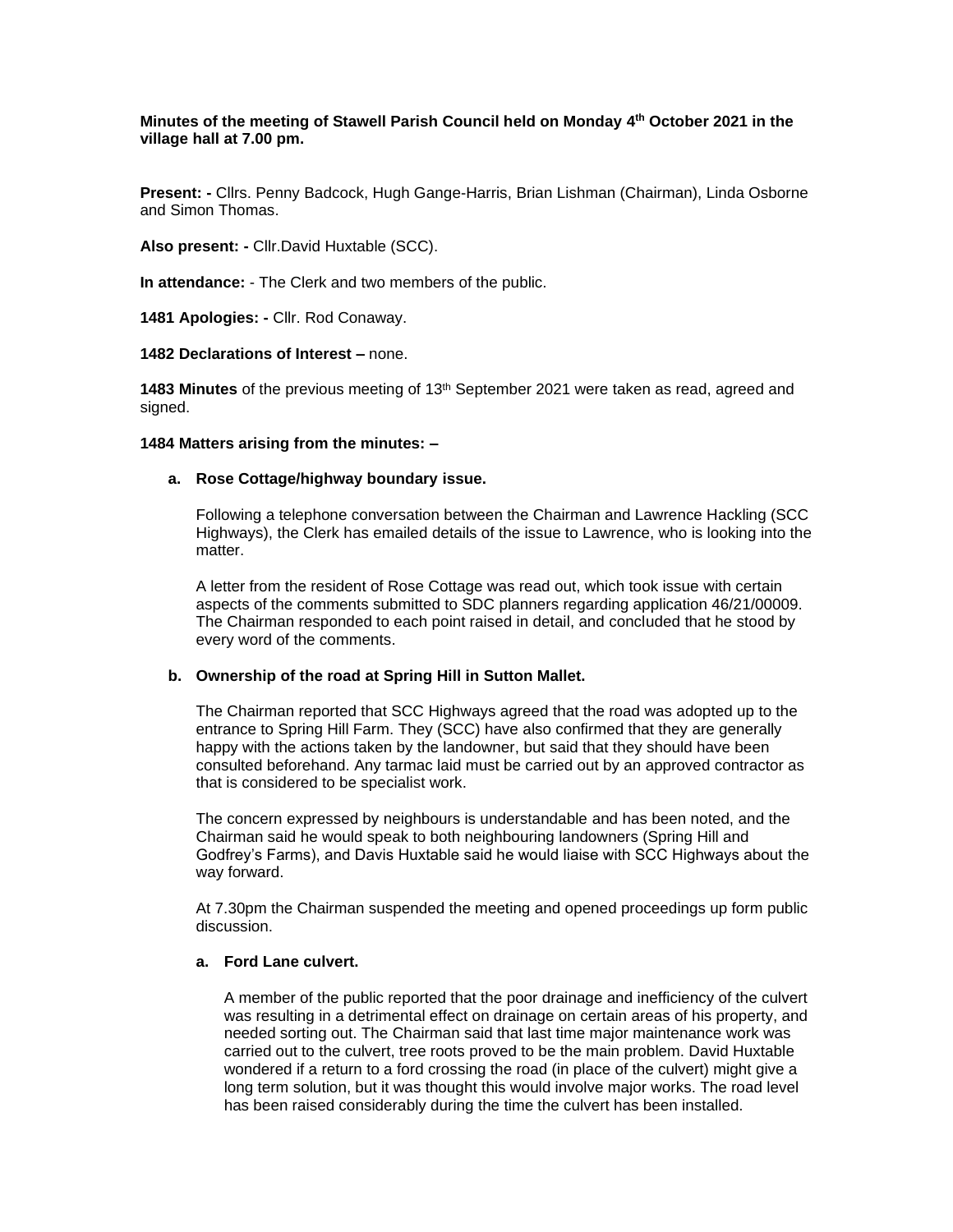**Minutes of the meeting of Stawell Parish Council held on Monday 4th October 2021 in the village hall at 7.00 pm.**

**Present: -** Cllrs. Penny Badcock, Hugh Gange-Harris, Brian Lishman (Chairman), Linda Osborne and Simon Thomas.

**Also present: -** Cllr.David Huxtable (SCC).

**In attendance:** - The Clerk and two members of the public.

**1481 Apologies: -** Cllr. Rod Conaway.

**1482 Declarations of Interest –** none.

**1483 Minutes** of the previous meeting of 13th September 2021 were taken as read, agreed and signed.

**1484 Matters arising from the minutes: –**

**a. Rose Cottage/highway boundary issue.**

Following a telephone conversation between the Chairman and Lawrence Hackling (SCC Highways), the Clerk has emailed details of the issue to Lawrence, who is looking into the matter.

A letter from the resident of Rose Cottage was read out, which took issue with certain aspects of the comments submitted to SDC planners regarding application 46/21/00009. The Chairman responded to each point raised in detail, and concluded that he stood by every word of the comments.

**b. Ownership of the road at Spring Hill in Sutton Mallet.**

The Chairman reported that SCC Highways agreed that the road was adopted up to the entrance to Spring Hill Farm. They (SCC) have also confirmed that they are generally happy with the actions taken by the landowner, but said that they should have been consulted beforehand. Any tarmac laid must be carried out by an approved contractor as that is considered to be specialist work.

The concern expressed by neighbours is understandable and has been noted, and the Chairman said he would speak to both neighbouring landowners (Spring Hill and Godfrey's Farms), and Davis Huxtable said he would liaise with SCC Highways about the way forward.

At 7.30pm the Chairman suspended the meeting and opened proceedings up form public discussion.

**a. Ford Lane culvert.**

A member of the public reported that the poor drainage and inefficiency of the culvert was resulting in a detrimental effect on drainage on certain areas of his property, and needed sorting out. The Chairman said that last time major maintenance work was carried out to the culvert, tree roots proved to be the main problem. David Huxtable wondered if a return to a ford crossing the road (in place of the culvert) might give a long term solution, but it was thought this would involve major works. The road level has been raised considerably during the time the culvert has been installed.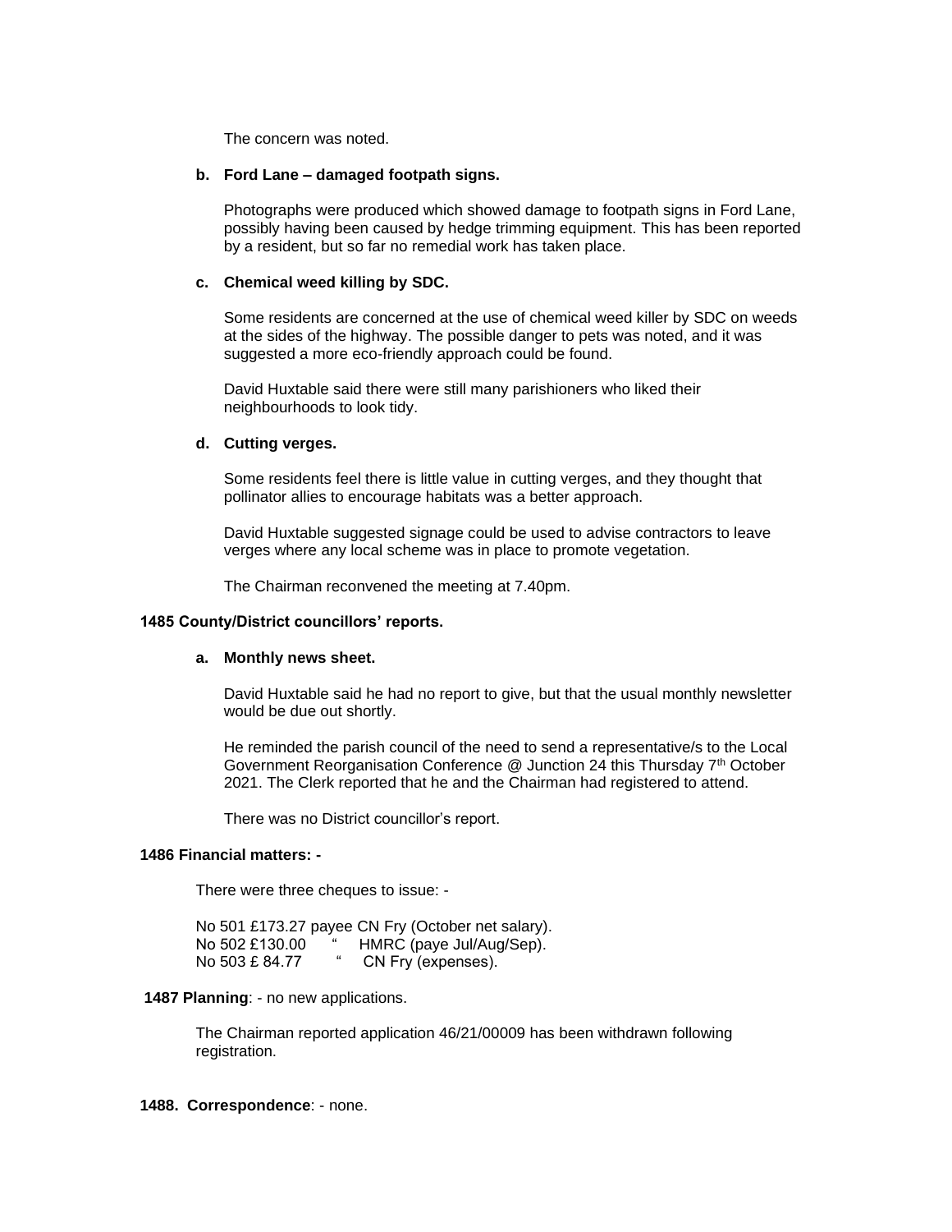The concern was noted.

**b. Ford Lane – damaged footpath signs.**

Photographs were produced which showed damage to footpath signs in Ford Lane, possibly having been caused by hedge trimming equipment. This has been reported by a resident, but so far no remedial work has taken place.

**c. Chemical weed killing by SDC.**

Some residents are concerned at the use of chemical weed killer by SDC on weeds at the sides of the highway. The possible danger to pets was noted, and it was suggested a more eco-friendly approach could be found.

David Huxtable said there were still many parishioners who liked their neighbourhoods to look tidy.

**d. Cutting verges.**

Some residents feel there is little value in cutting verges, and they thought that pollinator allies to encourage habitats was a better approach.

David Huxtable suggested signage could be used to advise contractors to leave verges where any local scheme was in place to promote vegetation.

The Chairman reconvened the meeting at 7.40pm.

**1485 County/District councillors' reports.**

**a. Monthly news sheet.**

David Huxtable said he had no report to give, but that the usual monthly newsletter would be due out shortly.

He reminded the parish council of the need to send a representative/s to the Local Government Reorganisation Conference @ Junction 24 this Thursday 7th October 2021. The Clerk reported that he and the Chairman had registered to attend.

There was no District councillor's report.

**1486 Financial matters: -**

There were three cheques to issue: -

No 501 £173.27 payee CN Fry (October net salary).
No 502 £130.00 " HMRC (paye Jul/Aug/Sep).
No 503 £ 84.77 " CN Fry (expenses).

**1487 Planning**: - no new applications.

The Chairman reported application 46/21/00009 has been withdrawn following registration.

**1488. Correspondence**: - none.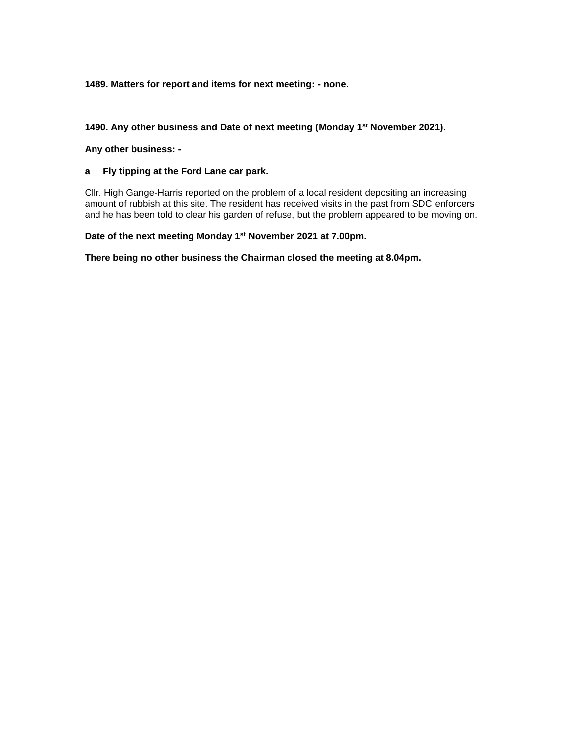**1489. Matters for report and items for next meeting: - none.**

**1490. Any other business and Date of next meeting (Monday 1st November 2021).**

**Any other business: -**

**a Fly tipping at the Ford Lane car park.**

Cllr. High Gange-Harris reported on the problem of a local resident depositing an increasing amount of rubbish at this site. The resident has received visits in the past from SDC enforcers and he has been told to clear his garden of refuse, but the problem appeared to be moving on.

**Date of the next meeting Monday 1st November 2021 at 7.00pm.**

**There being no other business the Chairman closed the meeting at 8.04pm.**